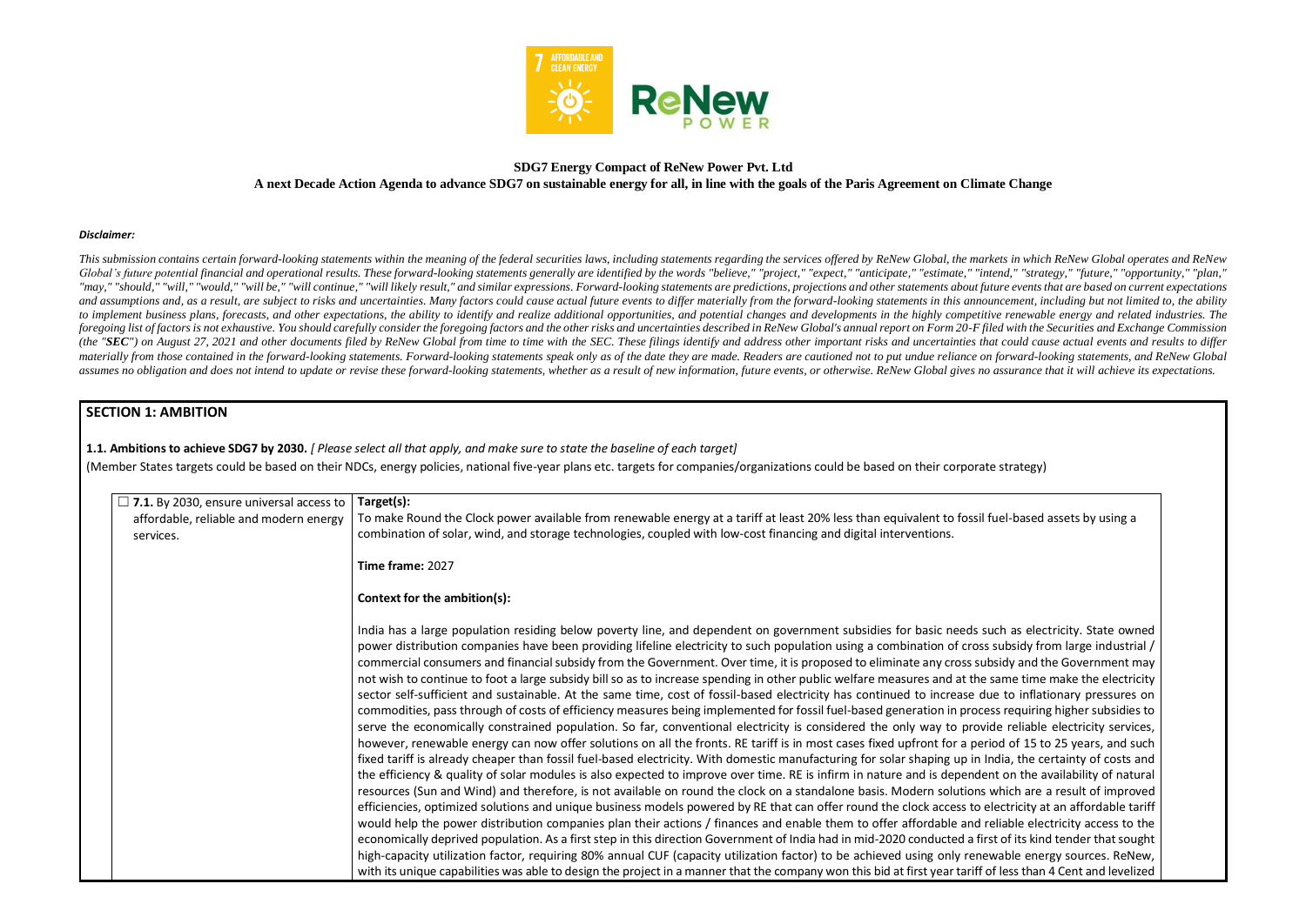**SDG7 Energy Compact of ReNew Power Pvt. Ltd**

**A next Decade Action Agenda to advance SDG7 on sustainable energy for all, in line with the goals of the Paris Agreement on Climate Change**

***Disclaimer:***

*This submission contains certain forward-looking statements within the meaning of the federal securities laws, including statements regarding the services offered by ReNew Global, the markets in which ReNew Global operates and ReNew Global's future potential financial and operational results. These forward-looking statements generally are identified by the words "believe," "project," "expect," "anticipate," "estimate," "intend," "strategy," "future," "opportunity," "plan," "may," "should," "will," "would," "will be," "will continue," "will likely result," and similar expressions. Forward-looking statements are predictions, projections and other statements about future events that are based on current expectations and assumptions and, as a result, are subject to risks and uncertainties. Many factors could cause actual future events to differ materially from the forward-looking statements in this announcement, including but not limited to, the ability to implement business plans, forecasts, and other expectations, the ability to identify and realize additional opportunities, and potential changes and developments in the highly competitive renewable energy and related industries. The foregoing list of factors is not exhaustive. You should carefully consider the foregoing factors and the other risks and uncertainties described in ReNew Global's annual report on Form 20-F filed with the Securities and Exchange Commission (the "**SEC**") on August 27, 2021 and other documents filed by ReNew Global from time to time with the SEC. These filings identify and address other important risks and uncertainties that could cause actual events and results to differ materially from those contained in the forward-looking statements. Forward-looking statements speak only as of the date they are made. Readers are cautioned not to put undue reliance on forward-looking statements, and ReNew Global assumes no obligation and does not intend to update or revise these forward-looking statements, whether as a result of new information, future events, or otherwise. ReNew Global gives no assurance that it will achieve its expectations.*

## SECTION 1: AMBITION

**1.1. Ambitions to achieve SDG7 by 2030.** *[ Please select all that apply, and make sure to state the baseline of each target]*

(Member States targets could be based on their NDCs, energy policies, national five-year plans etc. targets for companies/organizations could be based on their corporate strategy)

| | |
|---|---|
| ☐ **7.1.** By 2030, ensure universal access to affordable, reliable and modern energy services. | **Target(s):**<br>To make Round the Clock power available from renewable energy at a tariff at least 20% less than equivalent to fossil fuel-based assets by using a combination of solar, wind, and storage technologies, coupled with low-cost financing and digital interventions.<br><br>**Time frame:** 2027<br><br>**Context for the ambition(s):**<br><br>India has a large population residing below poverty line, and dependent on government subsidies for basic needs such as electricity. State owned power distribution companies have been providing lifeline electricity to such population using a combination of cross subsidy from large industrial / commercial consumers and financial subsidy from the Government. Over time, it is proposed to eliminate any cross subsidy and the Government may not wish to continue to foot a large subsidy bill so as to increase spending in other public welfare measures and at the same time make the electricity sector self-sufficient and sustainable. At the same time, cost of fossil-based electricity has continued to increase due to inflationary pressures on commodities, pass through of costs of efficiency measures being implemented for fossil fuel-based generation in process requiring higher subsidies to serve the economically constrained population. So far, conventional electricity is considered the only way to provide reliable electricity services, however, renewable energy can now offer solutions on all the fronts. RE tariff is in most cases fixed upfront for a period of 15 to 25 years, and such fixed tariff is already cheaper than fossil fuel-based electricity. With domestic manufacturing for solar shaping up in India, the certainty of costs and the efficiency & quality of solar modules is also expected to improve over time. RE is infirm in nature and is dependent on the availability of natural resources (Sun and Wind) and therefore, is not available on round the clock on a standalone basis. Modern solutions which are a result of improved efficiencies, optimized solutions and unique business models powered by RE that can offer round the clock access to electricity at an affordable tariff would help the power distribution companies plan their actions / finances and enable them to offer affordable and reliable electricity access to the economically deprived population. As a first step in this direction Government of India had in mid-2020 conducted a first of its kind tender that sought high-capacity utilization factor, requiring 80% annual CUF (capacity utilization factor) to be achieved using only renewable energy sources. ReNew, with its unique capabilities was able to design the project in a manner that the company won this bid at first year tariff of less than 4 Cent and levelized |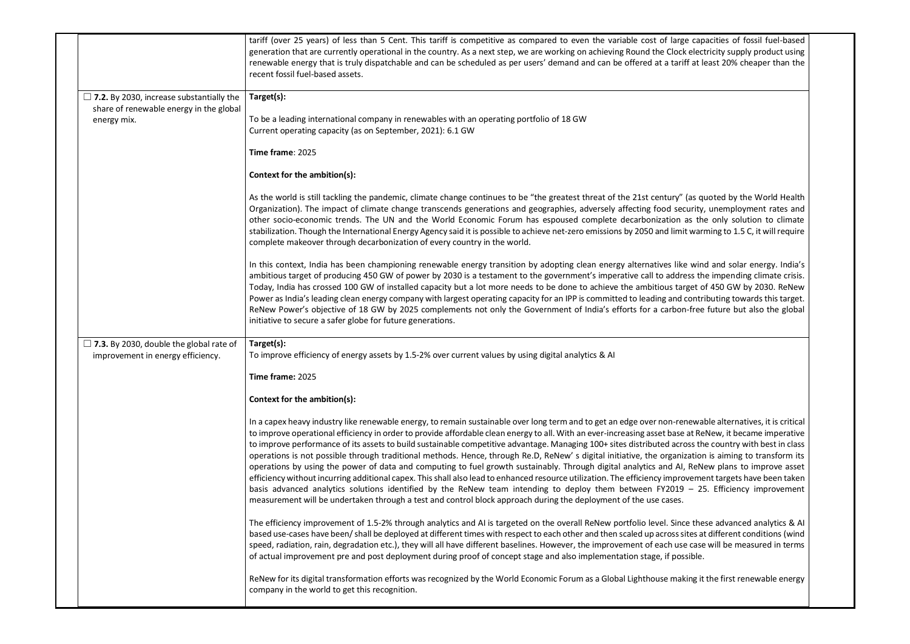| | |
|---|---|
| | tariff (over 25 years) of less than 5 Cent. This tariff is competitive as compared to even the variable cost of large capacities of fossil fuel-based generation that are currently operational in the country. As a next step, we are working on achieving Round the Clock electricity supply product using renewable energy that is truly dispatchable and can be scheduled as per users' demand and can be offered at a tariff at least 20% cheaper than the recent fossil fuel-based assets. |
| ☐ **7.2.** By 2030, increase substantially the share of renewable energy in the global energy mix. | **Target(s):**<br><br>To be a leading international company in renewables with an operating portfolio of 18 GW<br>Current operating capacity (as on September, 2021): 6.1 GW<br><br>**Time frame**: 2025<br><br>**Context for the ambition(s):**<br><br>As the world is still tackling the pandemic, climate change continues to be "the greatest threat of the 21st century" (as quoted by the World Health Organization). The impact of climate change transcends generations and geographies, adversely affecting food security, unemployment rates and other socio-economic trends. The UN and the World Economic Forum has espoused complete decarbonization as the only solution to climate stabilization. Though the International Energy Agency said it is possible to achieve net-zero emissions by 2050 and limit warming to 1.5 C, it will require complete makeover through decarbonization of every country in the world.<br><br>In this context, India has been championing renewable energy transition by adopting clean energy alternatives like wind and solar energy. India's ambitious target of producing 450 GW of power by 2030 is a testament to the government's imperative call to address the impending climate crisis. Today, India has crossed 100 GW of installed capacity but a lot more needs to be done to achieve the ambitious target of 450 GW by 2030. ReNew Power as India's leading clean energy company with largest operating capacity for an IPP is committed to leading and contributing towards this target. ReNew Power's objective of 18 GW by 2025 complements not only the Government of India's efforts for a carbon-free future but also the global initiative to secure a safer globe for future generations. |
| ☐ **7.3.** By 2030, double the global rate of improvement in energy efficiency. | **Target(s):**<br>To improve efficiency of energy assets by 1.5-2% over current values by using digital analytics & AI<br><br>**Time frame:** 2025<br><br>**Context for the ambition(s):**<br><br>In a capex heavy industry like renewable energy, to remain sustainable over long term and to get an edge over non-renewable alternatives, it is critical to improve operational efficiency in order to provide affordable clean energy to all. With an ever-increasing asset base at ReNew, it became imperative to improve performance of its assets to build sustainable competitive advantage. Managing 100+ sites distributed across the country with best in class operations is not possible through traditional methods. Hence, through Re.D, ReNew' s digital initiative, the organization is aiming to transform its operations by using the power of data and computing to fuel growth sustainably. Through digital analytics and AI, ReNew plans to improve asset efficiency without incurring additional capex. This shall also lead to enhanced resource utilization. The efficiency improvement targets have been taken basis advanced analytics solutions identified by the ReNew team intending to deploy them between FY2019 – 25. Efficiency improvement measurement will be undertaken through a test and control block approach during the deployment of the use cases.<br><br>The efficiency improvement of 1.5-2% through analytics and AI is targeted on the overall ReNew portfolio level. Since these advanced analytics & AI based use-cases have been/ shall be deployed at different times with respect to each other and then scaled up across sites at different conditions (wind speed, radiation, rain, degradation etc.), they will all have different baselines. However, the improvement of each use case will be measured in terms of actual improvement pre and post deployment during proof of concept stage and also implementation stage, if possible.<br><br>ReNew for its digital transformation efforts was recognized by the World Economic Forum as a Global Lighthouse making it the first renewable energy company in the world to get this recognition. |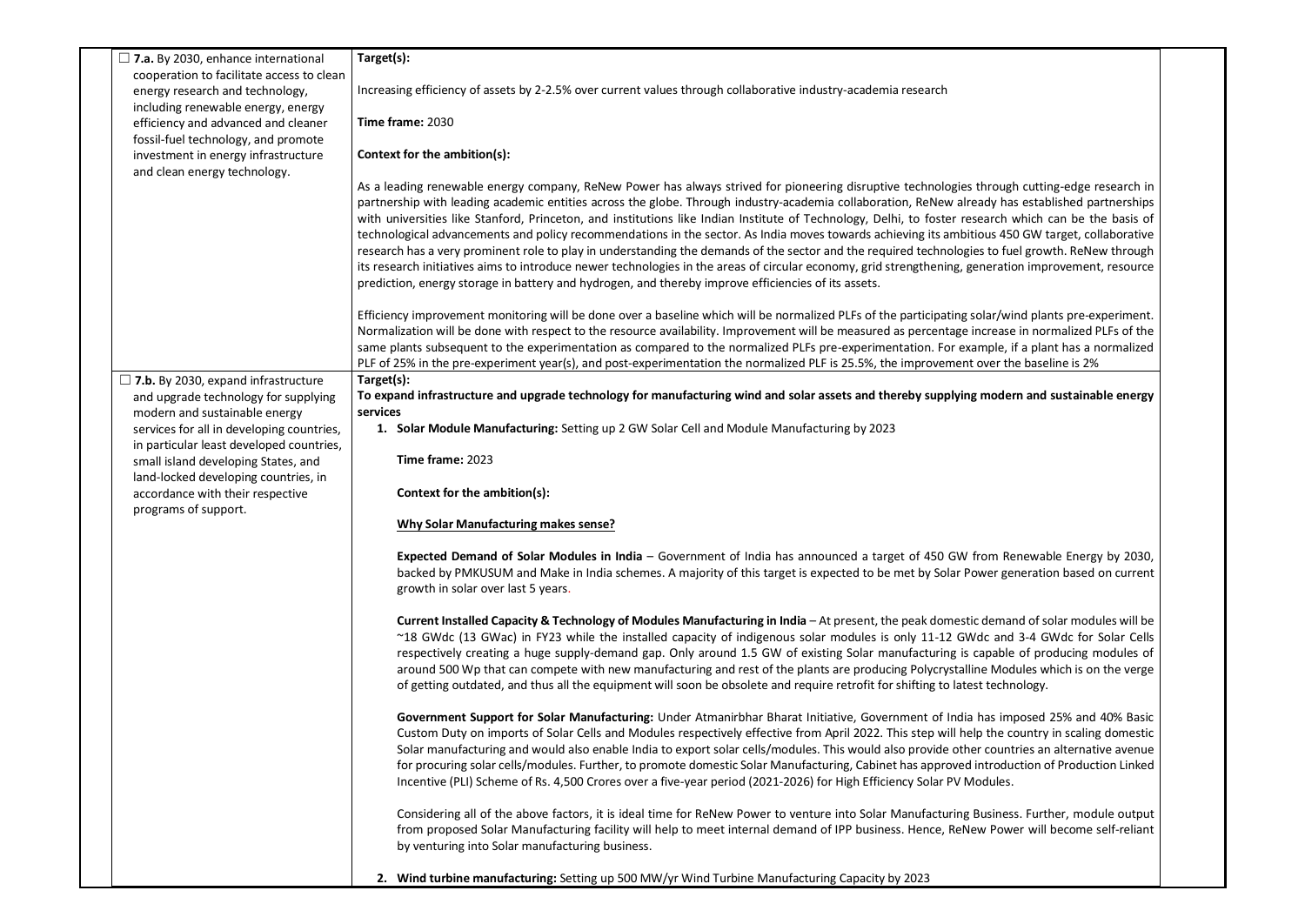| | | |
|---|---|---|
| ☐ **7.a.** By 2030, enhance international cooperation to facilitate access to clean energy research and technology, including renewable energy, energy efficiency and advanced and cleaner fossil-fuel technology, and promote investment in energy infrastructure and clean energy technology. | **Target(s):**<br><br>Increasing efficiency of assets by 2-2.5% over current values through collaborative industry-academia research<br><br>**Time frame:** 2030<br><br>**Context for the ambition(s):**<br><br>As a leading renewable energy company, ReNew Power has always strived for pioneering disruptive technologies through cutting-edge research in partnership with leading academic entities across the globe. Through industry-academia collaboration, ReNew already has established partnerships with universities like Stanford, Princeton, and institutions like Indian Institute of Technology, Delhi, to foster research which can be the basis of technological advancements and policy recommendations in the sector. As India moves towards achieving its ambitious 450 GW target, collaborative research has a very prominent role to play in understanding the demands of the sector and the required technologies to fuel growth. ReNew through its research initiatives aims to introduce newer technologies in the areas of circular economy, grid strengthening, generation improvement, resource prediction, energy storage in battery and hydrogen, and thereby improve efficiencies of its assets.<br><br>Efficiency improvement monitoring will be done over a baseline which will be normalized PLFs of the participating solar/wind plants pre-experiment. Normalization will be done with respect to the resource availability. Improvement will be measured as percentage increase in normalized PLFs of the same plants subsequent to the experimentation as compared to the normalized PLFs pre-experimentation. For example, if a plant has a normalized PLF of 25% in the pre-experiment year(s), and post-experimentation the normalized PLF is 25.5%, the improvement over the baseline is 2% | |
| ☐ **7.b.** By 2030, expand infrastructure and upgrade technology for supplying modern and sustainable energy services for all in developing countries, in particular least developed countries, small island developing States, and land-locked developing countries, in accordance with their respective programs of support. | **Target(s):**<br>**To expand infrastructure and upgrade technology for manufacturing wind and solar assets and thereby supplying modern and sustainable energy services**<br><br>1. **Solar Module Manufacturing:** Setting up 2 GW Solar Cell and Module Manufacturing by 2023<br><br>**Time frame:** 2023<br><br>**Context for the ambition(s):**<br><br>**Why Solar Manufacturing makes sense?**<br><br>**Expected Demand of Solar Modules in India** – Government of India has announced a target of 450 GW from Renewable Energy by 2030, backed by PMKUSUM and Make in India schemes. A majority of this target is expected to be met by Solar Power generation based on current growth in solar over last 5 years.<br><br>**Current Installed Capacity & Technology of Modules Manufacturing in India** – At present, the peak domestic demand of solar modules will be ~18 GWdc (13 GWac) in FY23 while the installed capacity of indigenous solar modules is only 11-12 GWdc and 3-4 GWdc for Solar Cells respectively creating a huge supply-demand gap. Only around 1.5 GW of existing Solar manufacturing is capable of producing modules of around 500 Wp that can compete with new manufacturing and rest of the plants are producing Polycrystalline Modules which is on the verge of getting outdated, and thus all the equipment will soon be obsolete and require retrofit for shifting to latest technology.<br><br>**Government Support for Solar Manufacturing:** Under Atmanirbhar Bharat Initiative, Government of India has imposed 25% and 40% Basic Custom Duty on imports of Solar Cells and Modules respectively effective from April 2022. This step will help the country in scaling domestic Solar manufacturing and would also enable India to export solar cells/modules. This would also provide other countries an alternative avenue for procuring solar cells/modules. Further, to promote domestic Solar Manufacturing, Cabinet has approved introduction of Production Linked Incentive (PLI) Scheme of Rs. 4,500 Crores over a five-year period (2021-2026) for High Efficiency Solar PV Modules.<br><br>Considering all of the above factors, it is ideal time for ReNew Power to venture into Solar Manufacturing Business. Further, module output from proposed Solar Manufacturing facility will help to meet internal demand of IPP business. Hence, ReNew Power will become self-reliant by venturing into Solar manufacturing business.<br><br>2. **Wind turbine manufacturing:** Setting up 500 MW/yr Wind Turbine Manufacturing Capacity by 2023 | |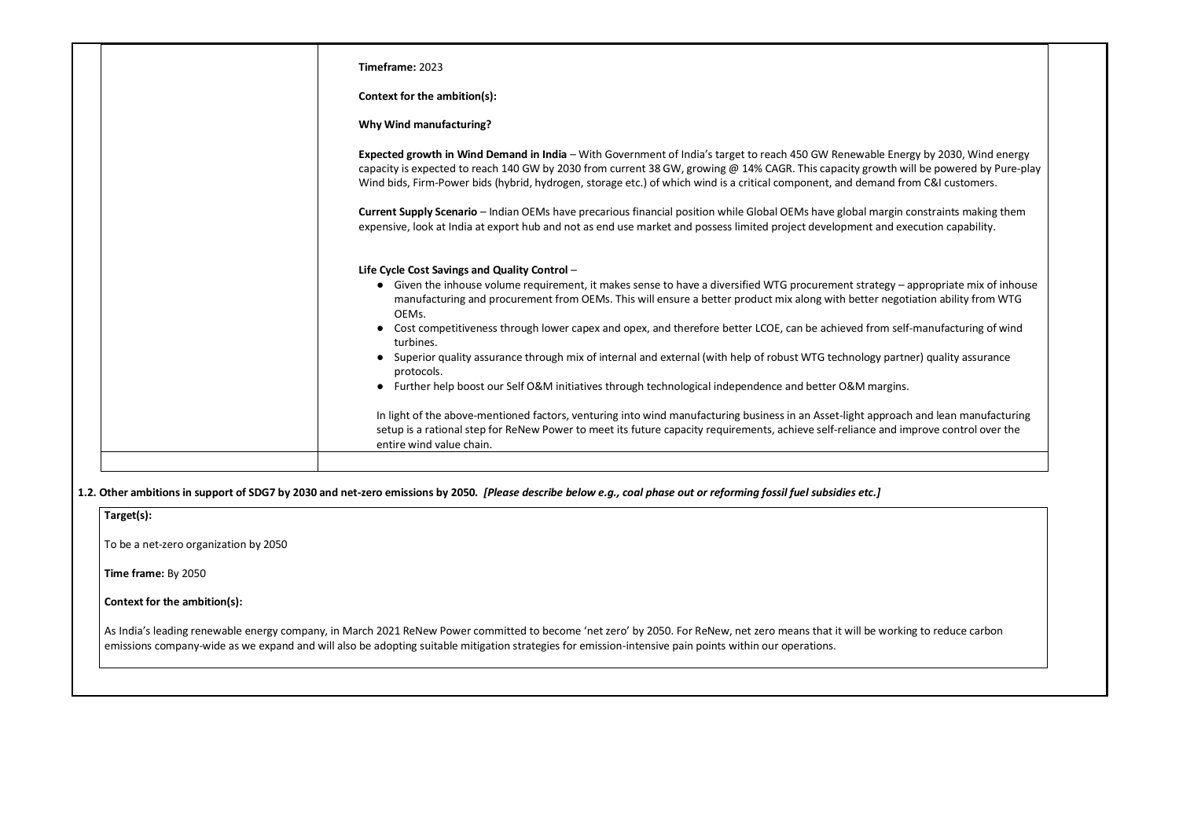**Timeframe:** 2023

**Context for the ambition(s):**

**Why Wind manufacturing?**

**Expected growth in Wind Demand in India** – With Government of India's target to reach 450 GW Renewable Energy by 2030, Wind energy capacity is expected to reach 140 GW by 2030 from current 38 GW, growing @ 14% CAGR. This capacity growth will be powered by Pure-play Wind bids, Firm-Power bids (hybrid, hydrogen, storage etc.) of which wind is a critical component, and demand from C&I customers.

**Current Supply Scenario** – Indian OEMs have precarious financial position while Global OEMs have global margin constraints making them expensive, look at India at export hub and not as end use market and possess limited project development and execution capability.

**Life Cycle Cost Savings and Quality Control** –

- Given the inhouse volume requirement, it makes sense to have a diversified WTG procurement strategy – appropriate mix of inhouse manufacturing and procurement from OEMs. This will ensure a better product mix along with better negotiation ability from WTG OEMs.
- Cost competitiveness through lower capex and opex, and therefore better LCOE, can be achieved from self-manufacturing of wind turbines.
- Superior quality assurance through mix of internal and external (with help of robust WTG technology partner) quality assurance protocols.
- Further help boost our Self O&M initiatives through technological independence and better O&M margins.

In light of the above-mentioned factors, venturing into wind manufacturing business in an Asset-light approach and lean manufacturing setup is a rational step for ReNew Power to meet its future capacity requirements, achieve self-reliance and improve control over the entire wind value chain.

**1.2. Other ambitions in support of SDG7 by 2030 and net-zero emissions by 2050.** ***[Please describe below e.g., coal phase out or reforming fossil fuel subsidies etc.]***

**Target(s):**

To be a net-zero organization by 2050

**Time frame:** By 2050

**Context for the ambition(s):**

As India's leading renewable energy company, in March 2021 ReNew Power committed to become 'net zero' by 2050. For ReNew, net zero means that it will be working to reduce carbon emissions company-wide as we expand and will also be adopting suitable mitigation strategies for emission-intensive pain points within our operations.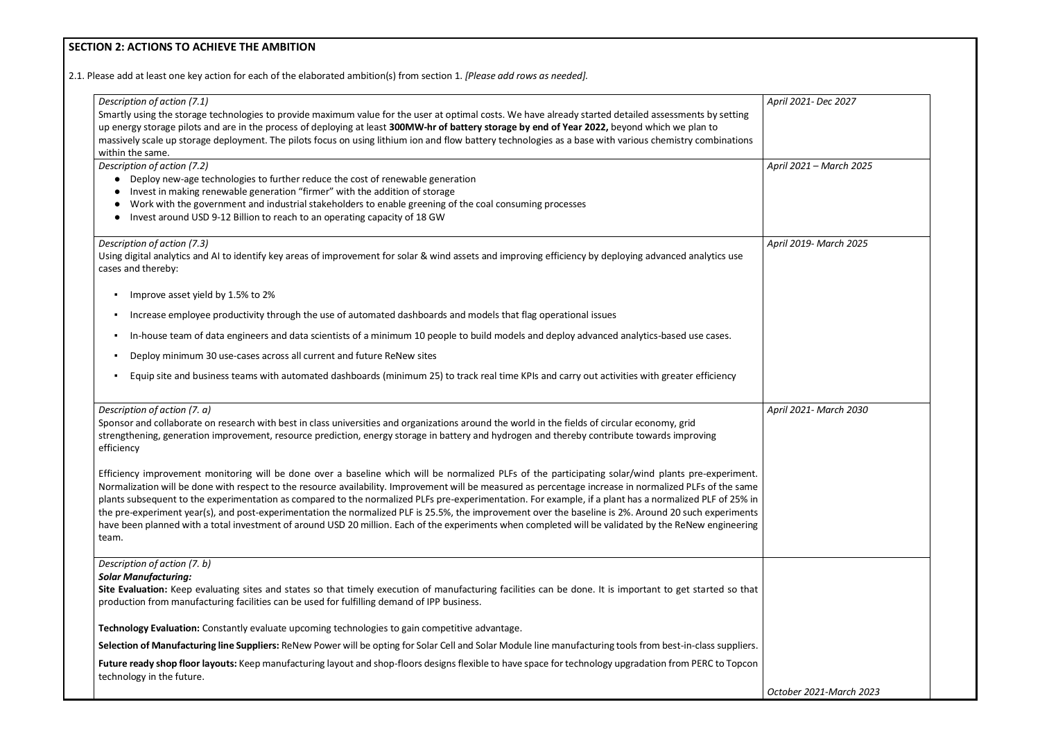## SECTION 2: ACTIONS TO ACHIEVE THE AMBITION

2.1. Please add at least one key action for each of the elaborated ambition(s) from section 1. *[Please add rows as needed].*

| Description of action | Timeline |
|---|---|
| *Description of action (7.1)*<br>Smartly using the storage technologies to provide maximum value for the user at optimal costs. We have already started detailed assessments by setting up energy storage pilots and are in the process of deploying at least **300MW-hr of battery storage by end of Year 2022,** beyond which we plan to massively scale up storage deployment. The pilots focus on using lithium ion and flow battery technologies as a base with various chemistry combinations within the same. | *April 2021- Dec 2027* |
| *Description of action (7.2)*<br>• Deploy new-age technologies to further reduce the cost of renewable generation<br>• Invest in making renewable generation "firmer" with the addition of storage<br>• Work with the government and industrial stakeholders to enable greening of the coal consuming processes<br>• Invest around USD 9-12 Billion to reach to an operating capacity of 18 GW | *April 2021 – March 2025* |
| *Description of action (7.3)*<br>Using digital analytics and AI to identify key areas of improvement for solar & wind assets and improving efficiency by deploying advanced analytics use cases and thereby:<br>▪ Improve asset yield by 1.5% to 2%<br>▪ Increase employee productivity through the use of automated dashboards and models that flag operational issues<br>▪ In-house team of data engineers and data scientists of a minimum 10 people to build models and deploy advanced analytics-based use cases.<br>▪ Deploy minimum 30 use-cases across all current and future ReNew sites<br>▪ Equip site and business teams with automated dashboards (minimum 25) to track real time KPIs and carry out activities with greater efficiency | *April 2019- March 2025* |
| *Description of action (7. a)*<br>Sponsor and collaborate on research with best in class universities and organizations around the world in the fields of circular economy, grid strengthening, generation improvement, resource prediction, energy storage in battery and hydrogen and thereby contribute towards improving efficiency<br><br>Efficiency improvement monitoring will be done over a baseline which will be normalized PLFs of the participating solar/wind plants pre-experiment. Normalization will be done with respect to the resource availability. Improvement will be measured as percentage increase in normalized PLFs of the same plants subsequent to the experimentation as compared to the normalized PLFs pre-experimentation. For example, if a plant has a normalized PLF of 25% in the pre-experiment year(s), and post-experimentation the normalized PLF is 25.5%, the improvement over the baseline is 2%. Around 20 such experiments have been planned with a total investment of around USD 20 million. Each of the experiments when completed will be validated by the ReNew engineering team. | *April 2021- March 2030* |
| *Description of action (7. b)*<br>***Solar Manufacturing:***<br>**Site Evaluation:** Keep evaluating sites and states so that timely execution of manufacturing facilities can be done. It is important to get started so that production from manufacturing facilities can be used for fulfilling demand of IPP business.<br><br>**Technology Evaluation:** Constantly evaluate upcoming technologies to gain competitive advantage.<br><br>**Selection of Manufacturing line Suppliers:** ReNew Power will be opting for Solar Cell and Solar Module line manufacturing tools from best-in-class suppliers.<br><br>**Future ready shop floor layouts:** Keep manufacturing layout and shop-floors designs flexible to have space for technology upgradation from PERC to Topcon technology in the future. | *October 2021-March 2023* |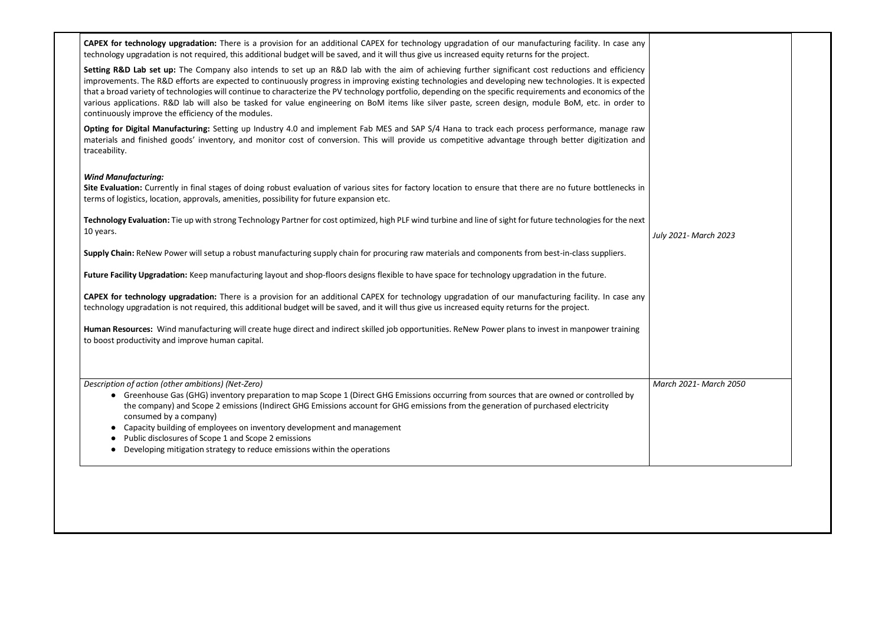| | |
|---|---|
| **CAPEX for technology upgradation:** There is a provision for an additional CAPEX for technology upgradation of our manufacturing facility. In case any technology upgradation is not required, this additional budget will be saved, and it will thus give us increased equity returns for the project.<br><br>**Setting R&D Lab set up:** The Company also intends to set up an R&D lab with the aim of achieving further significant cost reductions and efficiency improvements. The R&D efforts are expected to continuously progress in improving existing technologies and developing new technologies. It is expected that a broad variety of technologies will continue to characterize the PV technology portfolio, depending on the specific requirements and economics of the various applications. R&D lab will also be tasked for value engineering on BoM items like silver paste, screen design, module BoM, etc. in order to continuously improve the efficiency of the modules.<br><br>**Opting for Digital Manufacturing:** Setting up Industry 4.0 and implement Fab MES and SAP S/4 Hana to track each process performance, manage raw materials and finished goods' inventory, and monitor cost of conversion. This will provide us competitive advantage through better digitization and traceability.<br><br>***Wind Manufacturing:***<br>**Site Evaluation:** Currently in final stages of doing robust evaluation of various sites for factory location to ensure that there are no future bottlenecks in terms of logistics, location, approvals, amenities, possibility for future expansion etc.<br><br>**Technology Evaluation:** Tie up with strong Technology Partner for cost optimized, high PLF wind turbine and line of sight for future technologies for the next 10 years.<br><br>**Supply Chain:** ReNew Power will setup a robust manufacturing supply chain for procuring raw materials and components from best-in-class suppliers.<br><br>**Future Facility Upgradation:** Keep manufacturing layout and shop-floors designs flexible to have space for technology upgradation in the future.<br><br>**CAPEX for technology upgradation:** There is a provision for an additional CAPEX for technology upgradation of our manufacturing facility. In case any technology upgradation is not required, this additional budget will be saved, and it will thus give us increased equity returns for the project.<br><br>**Human Resources:** Wind manufacturing will create huge direct and indirect skilled job opportunities. ReNew Power plans to invest in manpower training to boost productivity and improve human capital. | *July 2021- March 2023* |
| *Description of action (other ambitions) (Net-Zero)*<br>• Greenhouse Gas (GHG) inventory preparation to map Scope 1 (Direct GHG Emissions occurring from sources that are owned or controlled by the company) and Scope 2 emissions (Indirect GHG Emissions account for GHG emissions from the generation of purchased electricity consumed by a company)<br>• Capacity building of employees on inventory development and management<br>• Public disclosures of Scope 1 and Scope 2 emissions<br>• Developing mitigation strategy to reduce emissions within the operations | *March 2021- March 2050* |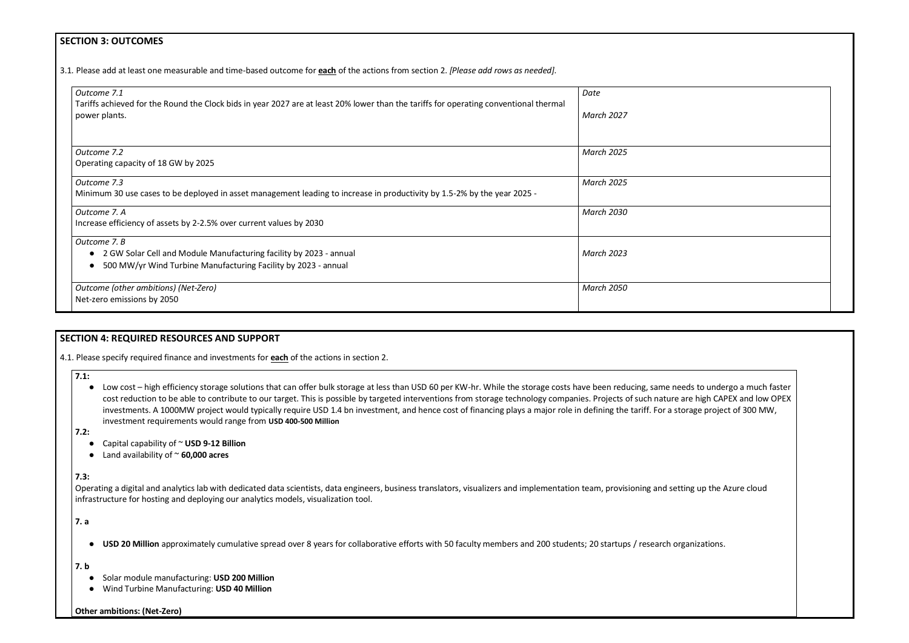## SECTION 3: OUTCOMES

3.1. Please add at least one measurable and time-based outcome for **each** of the actions from section 2. *[Please add rows as needed].*

| *Outcome 7.1*<br>Tariffs achieved for the Round the Clock bids in year 2027 are at least 20% lower than the tariffs for operating conventional thermal power plants. | *Date*<br><br>*March 2027* |
|---|---|
| *Outcome 7.2*<br>Operating capacity of 18 GW by 2025 | *March 2025* |
| *Outcome 7.3*<br>Minimum 30 use cases to be deployed in asset management leading to increase in productivity by 1.5-2% by the year 2025 - | *March 2025* |
| *Outcome 7. A*<br>Increase efficiency of assets by 2-2.5% over current values by 2030 | *March 2030* |
| *Outcome 7. B*<br>● 2 GW Solar Cell and Module Manufacturing facility by 2023 - annual<br>● 500 MW/yr Wind Turbine Manufacturing Facility by 2023 - annual | *March 2023* |
| *Outcome (other ambitions) (Net-Zero)*<br>Net-zero emissions by 2050 | *March 2050* |

## SECTION 4: REQUIRED RESOURCES AND SUPPORT

4.1. Please specify required finance and investments for **each** of the actions in section 2.

**7.1:**

- Low cost – high efficiency storage solutions that can offer bulk storage at less than USD 60 per KW-hr. While the storage costs have been reducing, same needs to undergo a much faster cost reduction to be able to contribute to our target. This is possible by targeted interventions from storage technology companies. Projects of such nature are high CAPEX and low OPEX investments. A 1000MW project would typically require USD 1.4 bn investment, and hence cost of financing plays a major role in defining the tariff. For a storage project of 300 MW, investment requirements would range from **USD 400-500 Million**

**7.2:**

- Capital capability of ~ **USD 9-12 Billion**
- Land availability of ~ **60,000 acres**

**7.3:**

Operating a digital and analytics lab with dedicated data scientists, data engineers, business translators, visualizers and implementation team, provisioning and setting up the Azure cloud infrastructure for hosting and deploying our analytics models, visualization tool.

**7. a**

- **USD 20 Million** approximately cumulative spread over 8 years for collaborative efforts with 50 faculty members and 200 students; 20 startups / research organizations.

**7. b**

- Solar module manufacturing: **USD 200 Million**
- Wind Turbine Manufacturing: **USD 40 Million**

**Other ambitions: (Net-Zero)**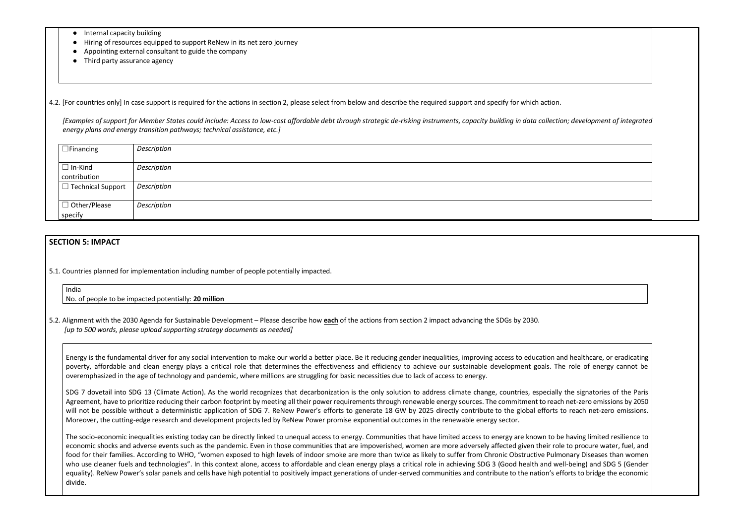- Internal capacity building
- Hiring of resources equipped to support ReNew in its net zero journey
- Appointing external consultant to guide the company
- Third party assurance agency

4.2. [For countries only] In case support is required for the actions in section 2, please select from below and describe the required support and specify for which action.

*[Examples of support for Member States could include: Access to low-cost affordable debt through strategic de-risking instruments, capacity building in data collection; development of integrated energy plans and energy transition pathways; technical assistance, etc.]*

| | |
|---|---|
| ☐Financing | *Description* |
| ☐ In-Kind contribution | *Description* |
| ☐ Technical Support | *Description* |
| ☐ Other/Please specify | *Description* |

## SECTION 5: IMPACT

5.1. Countries planned for implementation including number of people potentially impacted.

India
No. of people to be impacted potentially: **20 million**

5.2. Alignment with the 2030 Agenda for Sustainable Development – Please describe how **each** of the actions from section 2 impact advancing the SDGs by 2030.
*[up to 500 words, please upload supporting strategy documents as needed]*

Energy is the fundamental driver for any social intervention to make our world a better place. Be it reducing gender inequalities, improving access to education and healthcare, or eradicating poverty, affordable and clean energy plays a critical role that determines the effectiveness and efficiency to achieve our sustainable development goals. The role of energy cannot be overemphasized in the age of technology and pandemic, where millions are struggling for basic necessities due to lack of access to energy.

SDG 7 dovetail into SDG 13 (Climate Action). As the world recognizes that decarbonization is the only solution to address climate change, countries, especially the signatories of the Paris Agreement, have to prioritize reducing their carbon footprint by meeting all their power requirements through renewable energy sources. The commitment to reach net-zero emissions by 2050 will not be possible without a deterministic application of SDG 7. ReNew Power's efforts to generate 18 GW by 2025 directly contribute to the global efforts to reach net-zero emissions. Moreover, the cutting-edge research and development projects led by ReNew Power promise exponential outcomes in the renewable energy sector.

The socio-economic inequalities existing today can be directly linked to unequal access to energy. Communities that have limited access to energy are known to be having limited resilience to economic shocks and adverse events such as the pandemic. Even in those communities that are impoverished, women are more adversely affected given their role to procure water, fuel, and food for their families. According to WHO, "women exposed to high levels of indoor smoke are more than twice as likely to suffer from Chronic Obstructive Pulmonary Diseases than women who use cleaner fuels and technologies". In this context alone, access to affordable and clean energy plays a critical role in achieving SDG 3 (Good health and well-being) and SDG 5 (Gender equality). ReNew Power's solar panels and cells have high potential to positively impact generations of under-served communities and contribute to the nation's efforts to bridge the economic divide.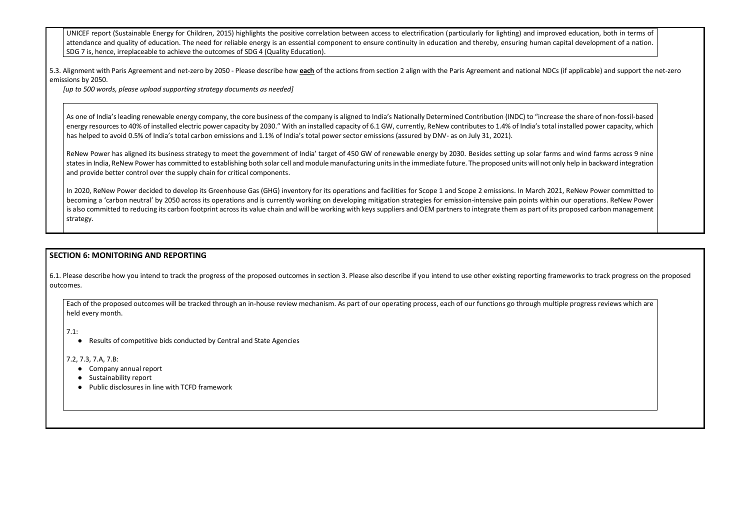UNICEF report (Sustainable Energy for Children, 2015) highlights the positive correlation between access to electrification (particularly for lighting) and improved education, both in terms of attendance and quality of education. The need for reliable energy is an essential component to ensure continuity in education and thereby, ensuring human capital development of a nation. SDG 7 is, hence, irreplaceable to achieve the outcomes of SDG 4 (Quality Education).

5.3. Alignment with Paris Agreement and net-zero by 2050 - Please describe how **each** of the actions from section 2 align with the Paris Agreement and national NDCs (if applicable) and support the net-zero emissions by 2050.

*[up to 500 words, please upload supporting strategy documents as needed]*

As one of India's leading renewable energy company, the core business of the company is aligned to India's Nationally Determined Contribution (INDC) to "increase the share of non-fossil-based energy resources to 40% of installed electric power capacity by 2030." With an installed capacity of 6.1 GW, currently, ReNew contributes to 1.4% of India's total installed power capacity, which has helped to avoid 0.5% of India's total carbon emissions and 1.1% of India's total power sector emissions (assured by DNV- as on July 31, 2021).

ReNew Power has aligned its business strategy to meet the government of India' target of 450 GW of renewable energy by 2030. Besides setting up solar farms and wind farms across 9 nine states in India, ReNew Power has committed to establishing both solar cell and module manufacturing units in the immediate future. The proposed units will not only help in backward integration and provide better control over the supply chain for critical components.

In 2020, ReNew Power decided to develop its Greenhouse Gas (GHG) inventory for its operations and facilities for Scope 1 and Scope 2 emissions. In March 2021, ReNew Power committed to becoming a 'carbon neutral' by 2050 across its operations and is currently working on developing mitigation strategies for emission-intensive pain points within our operations. ReNew Power is also committed to reducing its carbon footprint across its value chain and will be working with keys suppliers and OEM partners to integrate them as part of its proposed carbon management strategy.

## SECTION 6: MONITORING AND REPORTING

6.1. Please describe how you intend to track the progress of the proposed outcomes in section 3. Please also describe if you intend to use other existing reporting frameworks to track progress on the proposed outcomes.

Each of the proposed outcomes will be tracked through an in-house review mechanism. As part of our operating process, each of our functions go through multiple progress reviews which are held every month.

7.1:

- Results of competitive bids conducted by Central and State Agencies

7.2, 7.3, 7.A, 7.B:

- Company annual report
- Sustainability report
- Public disclosures in line with TCFD framework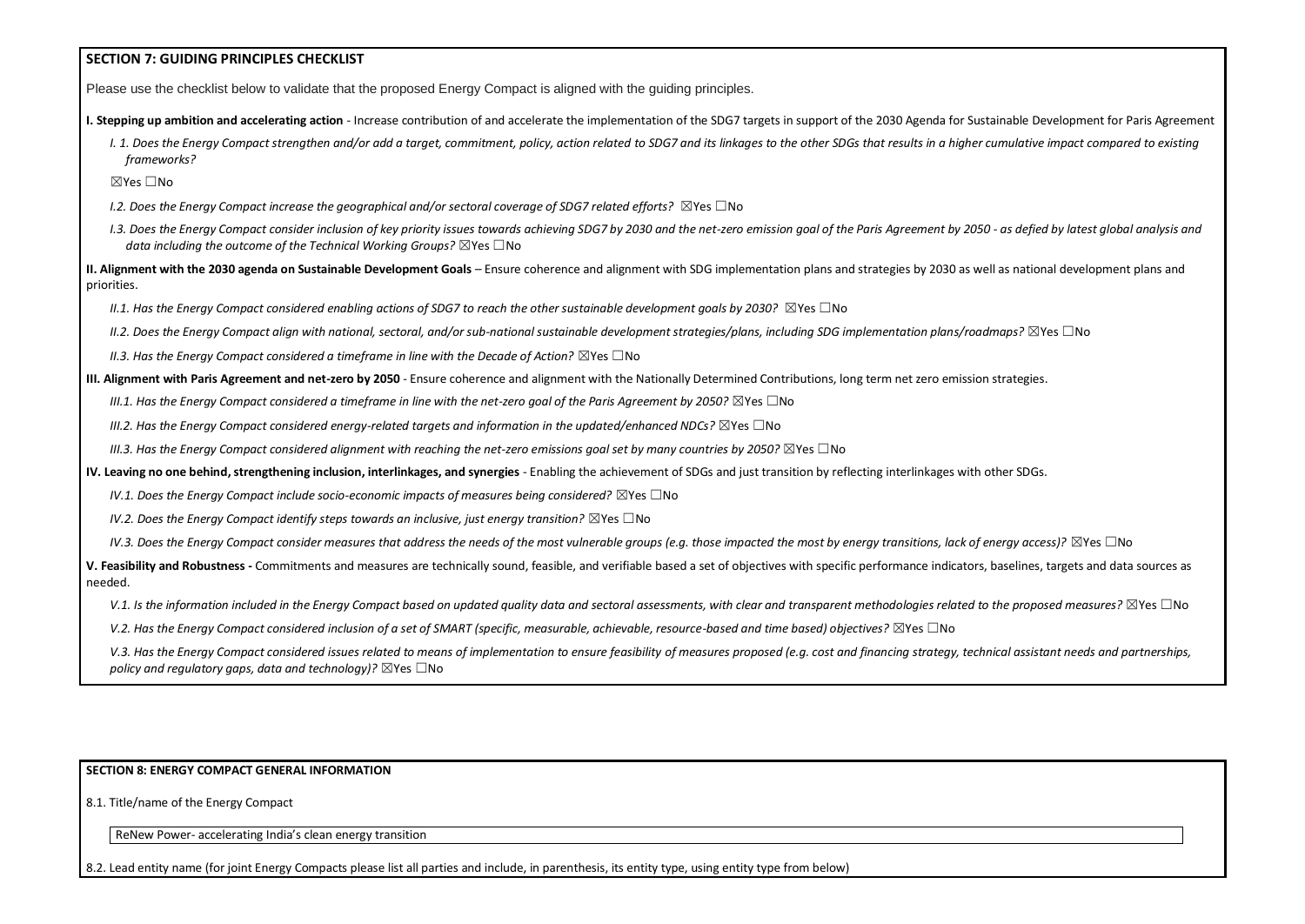## SECTION 7: GUIDING PRINCIPLES CHECKLIST

Please use the checklist below to validate that the proposed Energy Compact is aligned with the guiding principles.

**I. Stepping up ambition and accelerating action** - Increase contribution of and accelerate the implementation of the SDG7 targets in support of the 2030 Agenda for Sustainable Development for Paris Agreement

*I. 1. Does the Energy Compact strengthen and/or add a target, commitment, policy, action related to SDG7 and its linkages to the other SDGs that results in a higher cumulative impact compared to existing frameworks?*

☒Yes ☐No

*I.2. Does the Energy Compact increase the geographical and/or sectoral coverage of SDG7 related efforts?* ☒Yes ☐No

*I.3. Does the Energy Compact consider inclusion of key priority issues towards achieving SDG7 by 2030 and the net-zero emission goal of the Paris Agreement by 2050 - as defied by latest global analysis and data including the outcome of the Technical Working Groups?* ☒Yes ☐No

**II. Alignment with the 2030 agenda on Sustainable Development Goals** – Ensure coherence and alignment with SDG implementation plans and strategies by 2030 as well as national development plans and priorities.

*II.1. Has the Energy Compact considered enabling actions of SDG7 to reach the other sustainable development goals by 2030?* ☒Yes ☐No

*II.2. Does the Energy Compact align with national, sectoral, and/or sub-national sustainable development strategies/plans, including SDG implementation plans/roadmaps?* ☒Yes ☐No

*II.3. Has the Energy Compact considered a timeframe in line with the Decade of Action?* ☒Yes ☐No

**III. Alignment with Paris Agreement and net-zero by 2050** - Ensure coherence and alignment with the Nationally Determined Contributions, long term net zero emission strategies.

*III.1. Has the Energy Compact considered a timeframe in line with the net-zero goal of the Paris Agreement by 2050?* ☒Yes ☐No

*III.2. Has the Energy Compact considered energy-related targets and information in the updated/enhanced NDCs?* ☒Yes ☐No

*III.3. Has the Energy Compact considered alignment with reaching the net-zero emissions goal set by many countries by 2050?* ☒Yes ☐No

**IV. Leaving no one behind, strengthening inclusion, interlinkages, and synergies** - Enabling the achievement of SDGs and just transition by reflecting interlinkages with other SDGs.

*IV.1. Does the Energy Compact include socio-economic impacts of measures being considered?* ☒Yes ☐No

*IV.2. Does the Energy Compact identify steps towards an inclusive, just energy transition?* ☒Yes ☐No

*IV.3. Does the Energy Compact consider measures that address the needs of the most vulnerable groups (e.g. those impacted the most by energy transitions, lack of energy access)?* ☒Yes ☐No

**V. Feasibility and Robustness -** Commitments and measures are technically sound, feasible, and verifiable based a set of objectives with specific performance indicators, baselines, targets and data sources as needed.

*V.1. Is the information included in the Energy Compact based on updated quality data and sectoral assessments, with clear and transparent methodologies related to the proposed measures?* ☒Yes ☐No

*V.2. Has the Energy Compact considered inclusion of a set of SMART (specific, measurable, achievable, resource-based and time based) objectives?* ☒Yes ☐No

*V.3. Has the Energy Compact considered issues related to means of implementation to ensure feasibility of measures proposed (e.g. cost and financing strategy, technical assistant needs and partnerships, policy and regulatory gaps, data and technology)?* ☒Yes ☐No

## SECTION 8: ENERGY COMPACT GENERAL INFORMATION

8.1. Title/name of the Energy Compact

ReNew Power- accelerating India's clean energy transition

8.2. Lead entity name (for joint Energy Compacts please list all parties and include, in parenthesis, its entity type, using entity type from below)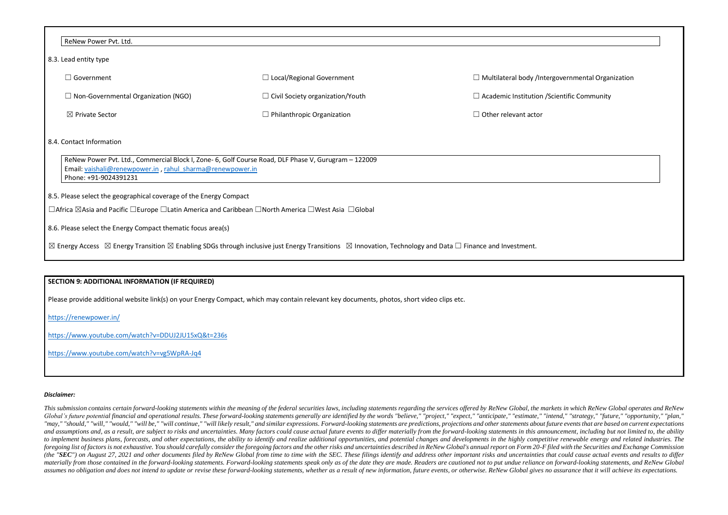ReNew Power Pvt. Ltd.

8.3. Lead entity type

☐ Government ☐ Local/Regional Government ☐ Multilateral body /Intergovernmental Organization

☐ Non-Governmental Organization (NGO) ☐ Civil Society organization/Youth ☐ Academic Institution /Scientific Community

☒ Private Sector ☐ Philanthropic Organization ☐ Other relevant actor

8.4. Contact Information

ReNew Power Pvt. Ltd., Commercial Block I, Zone- 6, Golf Course Road, DLF Phase V, Gurugram – 122009
Email: vaishali@renewpower.in , rahul_sharma@renewpower.in
Phone: +91-9024391231

8.5. Please select the geographical coverage of the Energy Compact

☐Africa ☒Asia and Pacific ☐Europe ☐Latin America and Caribbean ☐North America ☐West Asia ☐Global

8.6. Please select the Energy Compact thematic focus area(s)

☒ Energy Access ☒ Energy Transition ☒ Enabling SDGs through inclusive just Energy Transitions ☒ Innovation, Technology and Data ☐ Finance and Investment.

**SECTION 9: ADDITIONAL INFORMATION (IF REQUIRED)**

Please provide additional website link(s) on your Energy Compact, which may contain relevant key documents, photos, short video clips etc.

https://renewpower.in/

https://www.youtube.com/watch?v=DDUJ2JU15xQ&t=236s

https://www.youtube.com/watch?v=vg5WpRA-Jq4

***Disclaimer:***

*This submission contains certain forward-looking statements within the meaning of the federal securities laws, including statements regarding the services offered by ReNew Global, the markets in which ReNew Global operates and ReNew Global's future potential financial and operational results. These forward-looking statements generally are identified by the words "believe," "project," "expect," "anticipate," "estimate," "intend," "strategy," "future," "opportunity," "plan," "may," "should," "will," "would," "will be," "will continue," "will likely result," and similar expressions. Forward-looking statements are predictions, projections and other statements about future events that are based on current expectations and assumptions and, as a result, are subject to risks and uncertainties. Many factors could cause actual future events to differ materially from the forward-looking statements in this announcement, including but not limited to, the ability to implement business plans, forecasts, and other expectations, the ability to identify and realize additional opportunities, and potential changes and developments in the highly competitive renewable energy and related industries. The foregoing list of factors is not exhaustive. You should carefully consider the foregoing factors and the other risks and uncertainties described in ReNew Global's annual report on Form 20-F filed with the Securities and Exchange Commission (the "**SEC**") on August 27, 2021 and other documents filed by ReNew Global from time to time with the SEC. These filings identify and address other important risks and uncertainties that could cause actual events and results to differ materially from those contained in the forward-looking statements. Forward-looking statements speak only as of the date they are made. Readers are cautioned not to put undue reliance on forward-looking statements, and ReNew Global assumes no obligation and does not intend to update or revise these forward-looking statements, whether as a result of new information, future events, or otherwise. ReNew Global gives no assurance that it will achieve its expectations.*